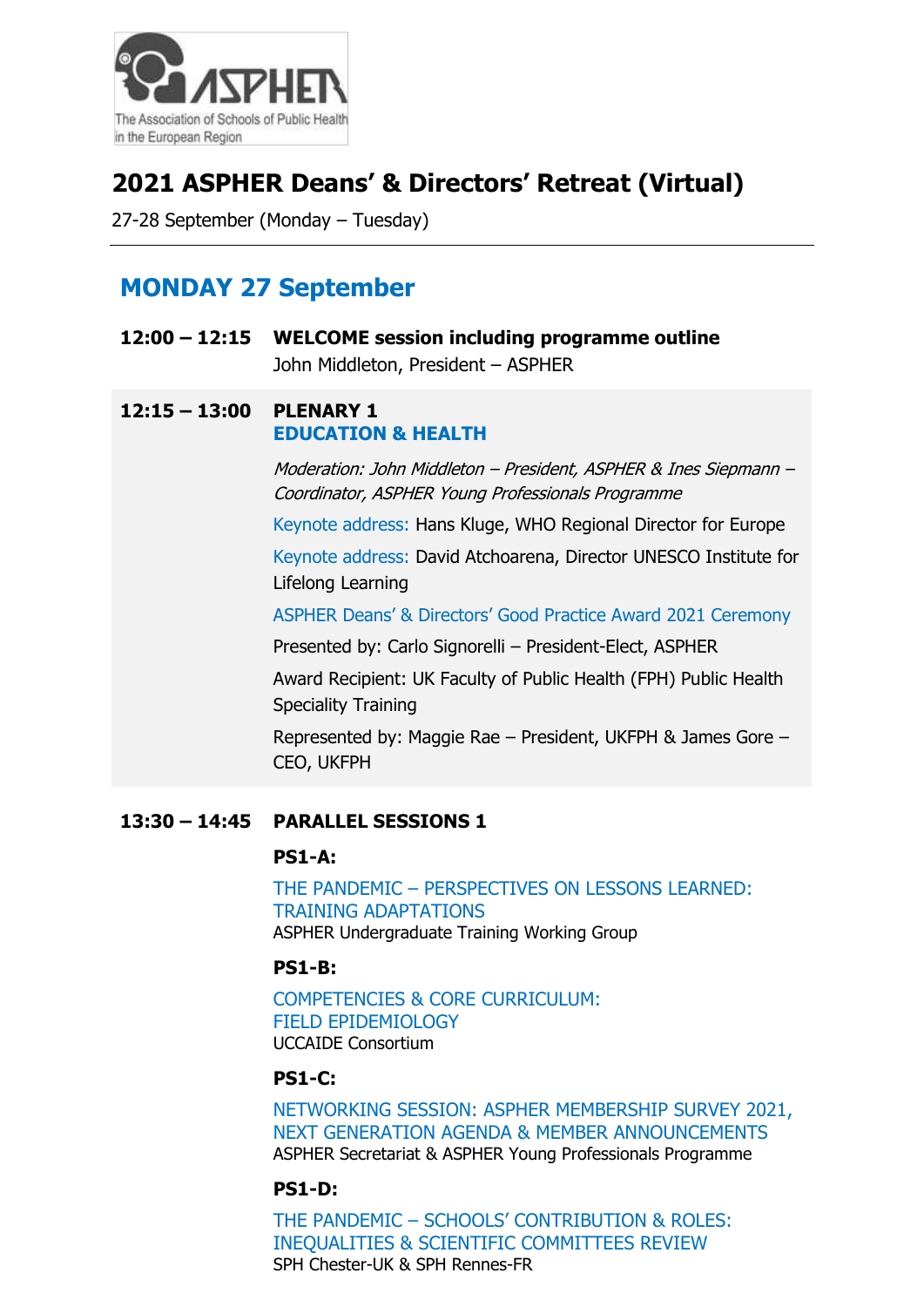ASPHER

The Association of Schools of Public Health in the European Region

# 2021 ASPHER Deans' & Directors' Retreat (Virtual)

27-28 September (Monday – Tuesday)

---

## MONDAY 27 September

**12:00 – 12:15** **WELCOME session including programme outline**
John Middleton, President – ASPHER

**12:15 – 13:00** **PLENARY 1**
**EDUCATION & HEALTH**

*Moderation: John Middleton – President, ASPHER & Ines Siepmann – Coordinator, ASPHER Young Professionals Programme*

Keynote address: Hans Kluge, WHO Regional Director for Europe

Keynote address: David Atchoarena, Director UNESCO Institute for Lifelong Learning

ASPHER Deans' & Directors' Good Practice Award 2021 Ceremony

Presented by: Carlo Signorelli – President-Elect, ASPHER

Award Recipient: UK Faculty of Public Health (FPH) Public Health Speciality Training

Represented by: Maggie Rae – President, UKFPH & James Gore – CEO, UKFPH

**13:30 – 14:45** **PARALLEL SESSIONS 1**

**PS1-A:**

THE PANDEMIC – PERSPECTIVES ON LESSONS LEARNED: TRAINING ADAPTATIONS
ASPHER Undergraduate Training Working Group

**PS1-B:**

COMPETENCIES & CORE CURRICULUM: FIELD EPIDEMIOLOGY
UCCAIDE Consortium

**PS1-C:**

NETWORKING SESSION: ASPHER MEMBERSHIP SURVEY 2021, NEXT GENERATION AGENDA & MEMBER ANNOUNCEMENTS
ASPHER Secretariat & ASPHER Young Professionals Programme

**PS1-D:**

THE PANDEMIC – SCHOOLS' CONTRIBUTION & ROLES: INEQUALITIES & SCIENTIFIC COMMITTEES REVIEW
SPH Chester-UK & SPH Rennes-FR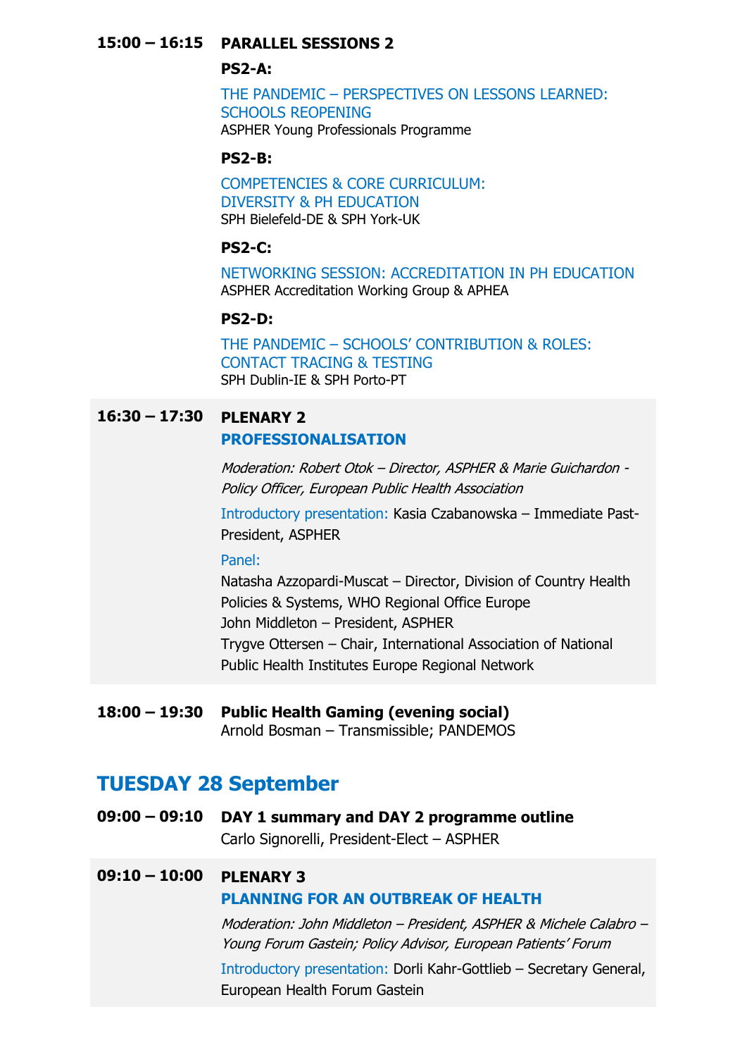**15:00 – 16:15** **PARALLEL SESSIONS 2**

**PS2-A:**

THE PANDEMIC – PERSPECTIVES ON LESSONS LEARNED: SCHOOLS REOPENING
ASPHER Young Professionals Programme

**PS2-B:**

COMPETENCIES & CORE CURRICULUM: DIVERSITY & PH EDUCATION
SPH Bielefeld-DE & SPH York-UK

**PS2-C:**

NETWORKING SESSION: ACCREDITATION IN PH EDUCATION
ASPHER Accreditation Working Group & APHEA

**PS2-D:**

THE PANDEMIC – SCHOOLS' CONTRIBUTION & ROLES: CONTACT TRACING & TESTING
SPH Dublin-IE & SPH Porto-PT

**16:30 – 17:30** **PLENARY 2**
**PROFESSIONALISATION**

*Moderation: Robert Otok – Director, ASPHER & Marie Guichardon - Policy Officer, European Public Health Association*

Introductory presentation: Kasia Czabanowska – Immediate Past-President, ASPHER

Panel:
Natasha Azzopardi-Muscat – Director, Division of Country Health Policies & Systems, WHO Regional Office Europe
John Middleton – President, ASPHER
Trygve Ottersen – Chair, International Association of National Public Health Institutes Europe Regional Network

**18:00 – 19:30** **Public Health Gaming (evening social)**
Arnold Bosman – Transmissible; PANDEMOS

## TUESDAY 28 September

**09:00 – 09:10** **DAY 1 summary and DAY 2 programme outline**
Carlo Signorelli, President-Elect – ASPHER

**09:10 – 10:00** **PLENARY 3**
**PLANNING FOR AN OUTBREAK OF HEALTH**

*Moderation: John Middleton – President, ASPHER & Michele Calabro – Young Forum Gastein; Policy Advisor, European Patients' Forum*

Introductory presentation: Dorli Kahr-Gottlieb – Secretary General, European Health Forum Gastein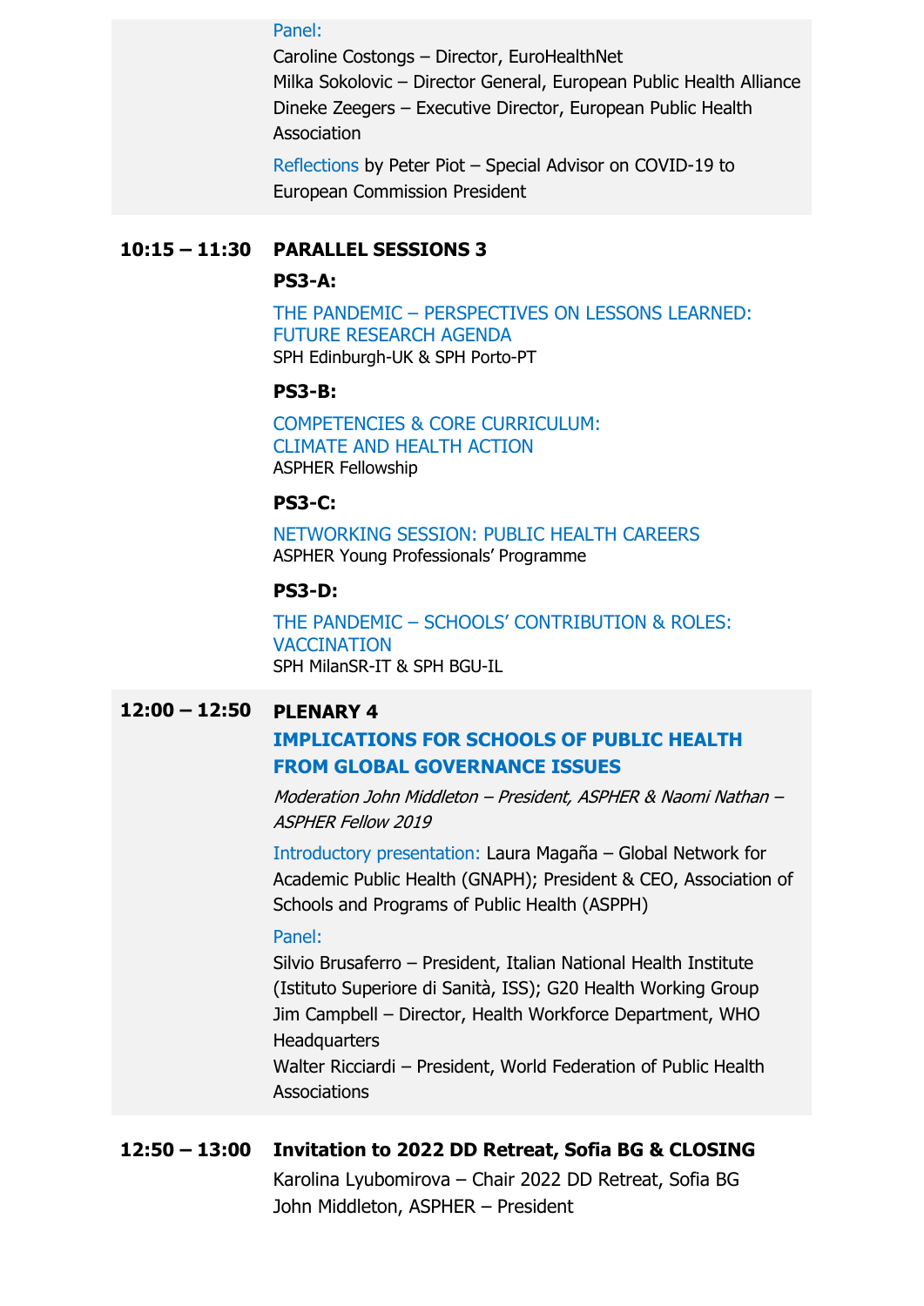Panel:

Caroline Costongs – Director, EuroHealthNet
Milka Sokolovic – Director General, European Public Health Alliance
Dineke Zeegers – Executive Director, European Public Health Association

Reflections by Peter Piot – Special Advisor on COVID-19 to European Commission President

**10:15 – 11:30** **PARALLEL SESSIONS 3**

**PS3-A:**

THE PANDEMIC – PERSPECTIVES ON LESSONS LEARNED: FUTURE RESEARCH AGENDA
SPH Edinburgh-UK & SPH Porto-PT

**PS3-B:**

COMPETENCIES & CORE CURRICULUM: CLIMATE AND HEALTH ACTION
ASPHER Fellowship

**PS3-C:**

NETWORKING SESSION: PUBLIC HEALTH CAREERS
ASPHER Young Professionals' Programme

**PS3-D:**

THE PANDEMIC – SCHOOLS' CONTRIBUTION & ROLES: VACCINATION
SPH MilanSR-IT & SPH BGU-IL

**12:00 – 12:50** **PLENARY 4**

**IMPLICATIONS FOR SCHOOLS OF PUBLIC HEALTH FROM GLOBAL GOVERNANCE ISSUES**

*Moderation John Middleton – President, ASPHER & Naomi Nathan – ASPHER Fellow 2019*

Introductory presentation: Laura Magaña – Global Network for Academic Public Health (GNAPH); President & CEO, Association of Schools and Programs of Public Health (ASPPH)

Panel:

Silvio Brusaferro – President, Italian National Health Institute (Istituto Superiore di Sanità, ISS); G20 Health Working Group
Jim Campbell – Director, Health Workforce Department, WHO Headquarters
Walter Ricciardi – President, World Federation of Public Health Associations

**12:50 – 13:00** **Invitation to 2022 DD Retreat, Sofia BG & CLOSING**

Karolina Lyubomirova – Chair 2022 DD Retreat, Sofia BG
John Middleton, ASPHER – President